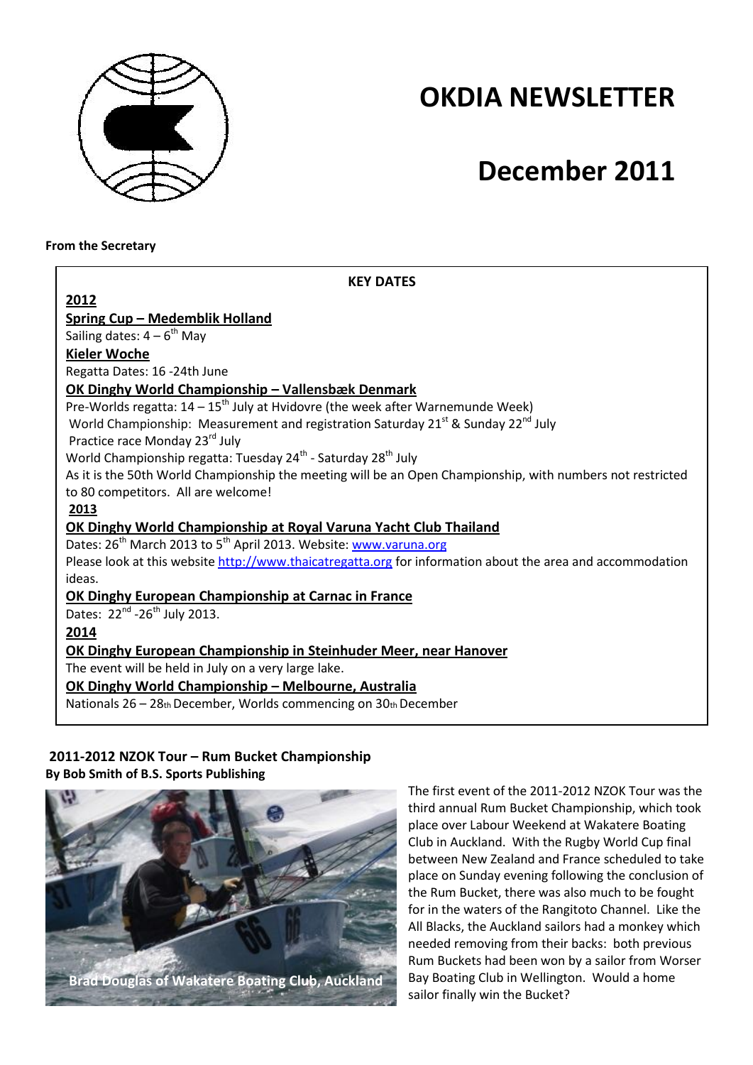# OKDIA NEWSLETTER

# December 2011

**From the Secretary**

**KEY DATES**

**2012**

**Spring Cup – Medemblik Holland**

Sailing dates: 4 – 6th May

**Kieler Woche**

Regatta Dates: 16 -24th June

**OK Dinghy World Championship – Vallensbæk Denmark**

Pre-Worlds regatta: 14 – 15th July at Hvidovre (the week after Warnemunde Week)

World Championship: Measurement and registration Saturday 21st & Sunday 22nd July

Practice race Monday 23rd July

World Championship regatta: Tuesday 24th - Saturday 28th July

As it is the 50th World Championship the meeting will be an Open Championship, with numbers not restricted to 80 competitors. All are welcome!

**2013**

**OK Dinghy World Championship at Royal Varuna Yacht Club Thailand**

Dates: 26th March 2013 to 5th April 2013. Website: www.varuna.org

Please look at this website http://www.thaicatregatta.org for information about the area and accommodation ideas.

**OK Dinghy European Championship at Carnac in France**

Dates: 22nd -26th July 2013.

**2014**

**OK Dinghy European Championship in Steinhuder Meer, near Hanover**

The event will be held in July on a very large lake.

**OK Dinghy World Championship – Melbourne, Australia**

Nationals 26 – 28th December, Worlds commencing on 30th December

## 2011-2012 NZOK Tour – Rum Bucket Championship

**By Bob Smith of B.S. Sports Publishing**

Brad Douglas of Wakatere Boating Club, Auckland

The first event of the 2011-2012 NZOK Tour was the third annual Rum Bucket Championship, which took place over Labour Weekend at Wakatere Boating Club in Auckland. With the Rugby World Cup final between New Zealand and France scheduled to take place on Sunday evening following the conclusion of the Rum Bucket, there was also much to be fought for in the waters of the Rangitoto Channel. Like the All Blacks, the Auckland sailors had a monkey which needed removing from their backs: both previous Rum Buckets had been won by a sailor from Worser Bay Boating Club in Wellington. Would a home sailor finally win the Bucket?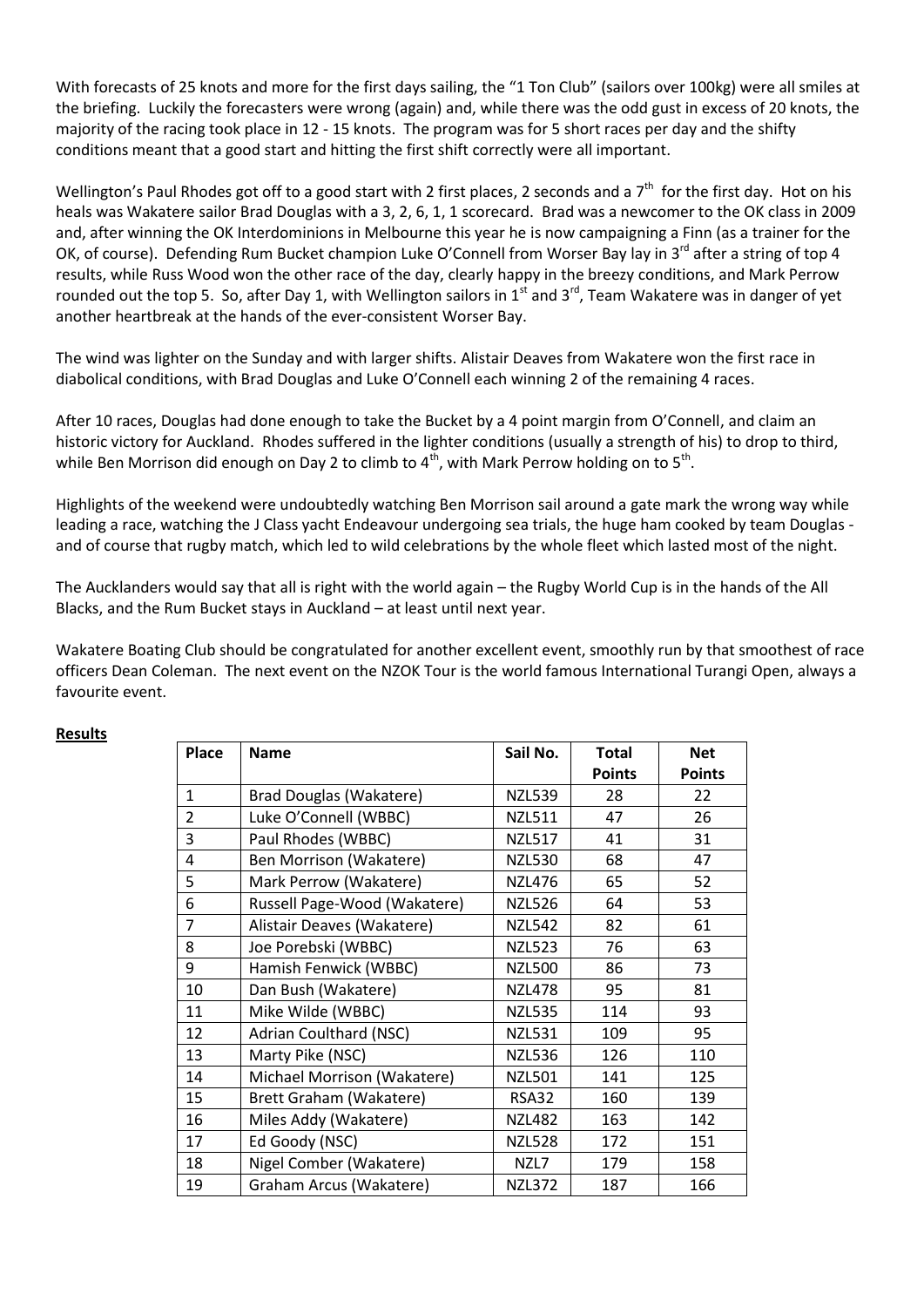With forecasts of 25 knots and more for the first days sailing, the "1 Ton Club" (sailors over 100kg) were all smiles at the briefing. Luckily the forecasters were wrong (again) and, while there was the odd gust in excess of 20 knots, the majority of the racing took place in 12 - 15 knots. The program was for 5 short races per day and the shifty conditions meant that a good start and hitting the first shift correctly were all important.

Wellington's Paul Rhodes got off to a good start with 2 first places, 2 seconds and a 7th for the first day. Hot on his heals was Wakatere sailor Brad Douglas with a 3, 2, 6, 1, 1 scorecard. Brad was a newcomer to the OK class in 2009 and, after winning the OK Interdominions in Melbourne this year he is now campaigning a Finn (as a trainer for the OK, of course). Defending Rum Bucket champion Luke O'Connell from Worser Bay lay in 3rd after a string of top 4 results, while Russ Wood won the other race of the day, clearly happy in the breezy conditions, and Mark Perrow rounded out the top 5. So, after Day 1, with Wellington sailors in 1st and 3rd, Team Wakatere was in danger of yet another heartbreak at the hands of the ever-consistent Worser Bay.

The wind was lighter on the Sunday and with larger shifts. Alistair Deaves from Wakatere won the first race in diabolical conditions, with Brad Douglas and Luke O'Connell each winning 2 of the remaining 4 races.

After 10 races, Douglas had done enough to take the Bucket by a 4 point margin from O'Connell, and claim an historic victory for Auckland. Rhodes suffered in the lighter conditions (usually a strength of his) to drop to third, while Ben Morrison did enough on Day 2 to climb to 4th, with Mark Perrow holding on to 5th.

Highlights of the weekend were undoubtedly watching Ben Morrison sail around a gate mark the wrong way while leading a race, watching the J Class yacht Endeavour undergoing sea trials, the huge ham cooked by team Douglas - and of course that rugby match, which led to wild celebrations by the whole fleet which lasted most of the night.

The Aucklanders would say that all is right with the world again – the Rugby World Cup is in the hands of the All Blacks, and the Rum Bucket stays in Auckland – at least until next year.

Wakatere Boating Club should be congratulated for another excellent event, smoothly run by that smoothest of race officers Dean Coleman. The next event on the NZOK Tour is the world famous International Turangi Open, always a favourite event.

**Results**

| Place | Name | Sail No. | Total Points | Net Points |
|---|---|---|---|---|
| 1 | Brad Douglas (Wakatere) | NZL539 | 28 | 22 |
| 2 | Luke O'Connell (WBBC) | NZL511 | 47 | 26 |
| 3 | Paul Rhodes (WBBC) | NZL517 | 41 | 31 |
| 4 | Ben Morrison (Wakatere) | NZL530 | 68 | 47 |
| 5 | Mark Perrow (Wakatere) | NZL476 | 65 | 52 |
| 6 | Russell Page-Wood (Wakatere) | NZL526 | 64 | 53 |
| 7 | Alistair Deaves (Wakatere) | NZL542 | 82 | 61 |
| 8 | Joe Porebski (WBBC) | NZL523 | 76 | 63 |
| 9 | Hamish Fenwick (WBBC) | NZL500 | 86 | 73 |
| 10 | Dan Bush (Wakatere) | NZL478 | 95 | 81 |
| 11 | Mike Wilde (WBBC) | NZL535 | 114 | 93 |
| 12 | Adrian Coulthard (NSC) | NZL531 | 109 | 95 |
| 13 | Marty Pike (NSC) | NZL536 | 126 | 110 |
| 14 | Michael Morrison (Wakatere) | NZL501 | 141 | 125 |
| 15 | Brett Graham (Wakatere) | RSA32 | 160 | 139 |
| 16 | Miles Addy (Wakatere) | NZL482 | 163 | 142 |
| 17 | Ed Goody (NSC) | NZL528 | 172 | 151 |
| 18 | Nigel Comber (Wakatere) | NZL7 | 179 | 158 |
| 19 | Graham Arcus (Wakatere) | NZL372 | 187 | 166 |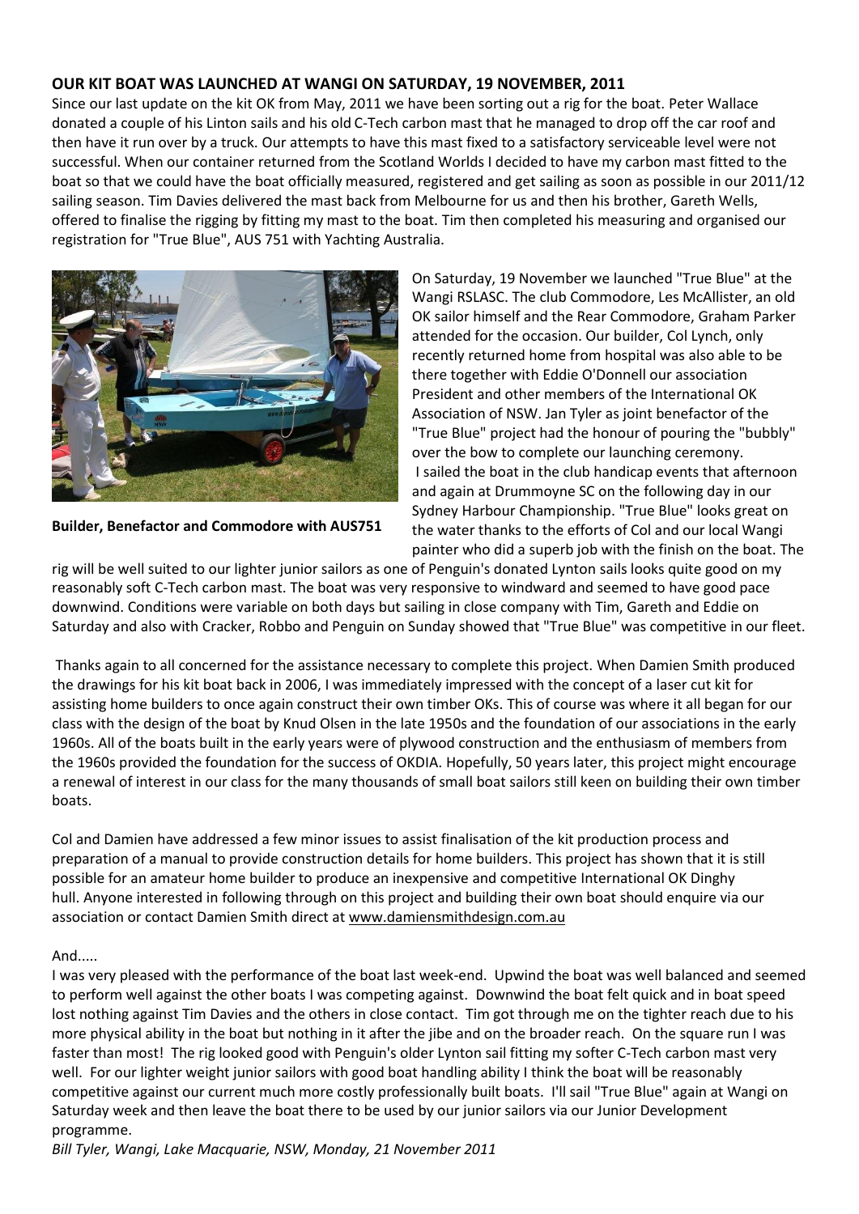## OUR KIT BOAT WAS LAUNCHED AT WANGI ON SATURDAY, 19 NOVEMBER, 2011

Since our last update on the kit OK from May, 2011 we have been sorting out a rig for the boat. Peter Wallace donated a couple of his Linton sails and his old C-Tech carbon mast that he managed to drop off the car roof and then have it run over by a truck. Our attempts to have this mast fixed to a satisfactory serviceable level were not successful. When our container returned from the Scotland Worlds I decided to have my carbon mast fitted to the boat so that we could have the boat officially measured, registered and get sailing as soon as possible in our 2011/12 sailing season. Tim Davies delivered the mast back from Melbourne for us and then his brother, Gareth Wells, offered to finalise the rigging by fitting my mast to the boat. Tim then completed his measuring and organised our registration for "True Blue", AUS 751 with Yachting Australia.

**Builder, Benefactor and Commodore with AUS751**

On Saturday, 19 November we launched "True Blue" at the Wangi RSLASC. The club Commodore, Les McAllister, an old OK sailor himself and the Rear Commodore, Graham Parker attended for the occasion. Our builder, Col Lynch, only recently returned home from hospital was also able to be there together with Eddie O'Donnell our association President and other members of the International OK Association of NSW. Jan Tyler as joint benefactor of the "True Blue" project had the honour of pouring the "bubbly" over the bow to complete our launching ceremony.
I sailed the boat in the club handicap events that afternoon and again at Drummoyne SC on the following day in our Sydney Harbour Championship. "True Blue" looks great on the water thanks to the efforts of Col and our local Wangi painter who did a superb job with the finish on the boat. The rig will be well suited to our lighter junior sailors as one of Penguin's donated Lynton sails looks quite good on my reasonably soft C-Tech carbon mast. The boat was very responsive to windward and seemed to have good pace downwind. Conditions were variable on both days but sailing in close company with Tim, Gareth and Eddie on Saturday and also with Cracker, Robbo and Penguin on Sunday showed that "True Blue" was competitive in our fleet.

Thanks again to all concerned for the assistance necessary to complete this project. When Damien Smith produced the drawings for his kit boat back in 2006, I was immediately impressed with the concept of a laser cut kit for assisting home builders to once again construct their own timber OKs. This of course was where it all began for our class with the design of the boat by Knud Olsen in the late 1950s and the foundation of our associations in the early 1960s. All of the boats built in the early years were of plywood construction and the enthusiasm of members from the 1960s provided the foundation for the success of OKDIA. Hopefully, 50 years later, this project might encourage a renewal of interest in our class for the many thousands of small boat sailors still keen on building their own timber boats.

Col and Damien have addressed a few minor issues to assist finalisation of the kit production process and preparation of a manual to provide construction details for home builders. This project has shown that it is still possible for an amateur home builder to produce an inexpensive and competitive International OK Dinghy hull. Anyone interested in following through on this project and building their own boat should enquire via our association or contact Damien Smith direct at www.damiensmithdesign.com.au

And.....

I was very pleased with the performance of the boat last week-end. Upwind the boat was well balanced and seemed to perform well against the other boats I was competing against. Downwind the boat felt quick and in boat speed lost nothing against Tim Davies and the others in close contact. Tim got through me on the tighter reach due to his more physical ability in the boat but nothing in it after the jibe and on the broader reach. On the square run I was faster than most! The rig looked good with Penguin's older Lynton sail fitting my softer C-Tech carbon mast very well. For our lighter weight junior sailors with good boat handling ability I think the boat will be reasonably competitive against our current much more costly professionally built boats. I'll sail "True Blue" again at Wangi on Saturday week and then leave the boat there to be used by our junior sailors via our Junior Development programme.

*Bill Tyler, Wangi, Lake Macquarie, NSW, Monday, 21 November 2011*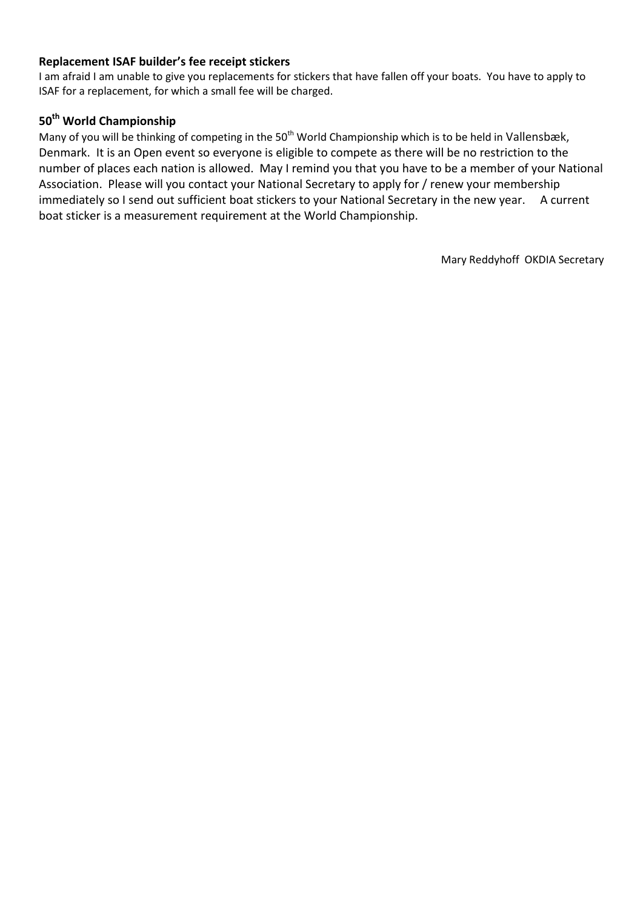**Replacement ISAF builder's fee receipt stickers**

I am afraid I am unable to give you replacements for stickers that have fallen off your boats. You have to apply to ISAF for a replacement, for which a small fee will be charged.

**50th World Championship**

Many of you will be thinking of competing in the 50th World Championship which is to be held in Vallensbæk, Denmark. It is an Open event so everyone is eligible to compete as there will be no restriction to the number of places each nation is allowed. May I remind you that you have to be a member of your National Association. Please will you contact your National Secretary to apply for / renew your membership immediately so I send out sufficient boat stickers to your National Secretary in the new year. A current boat sticker is a measurement requirement at the World Championship.

Mary Reddyhoff OKDIA Secretary